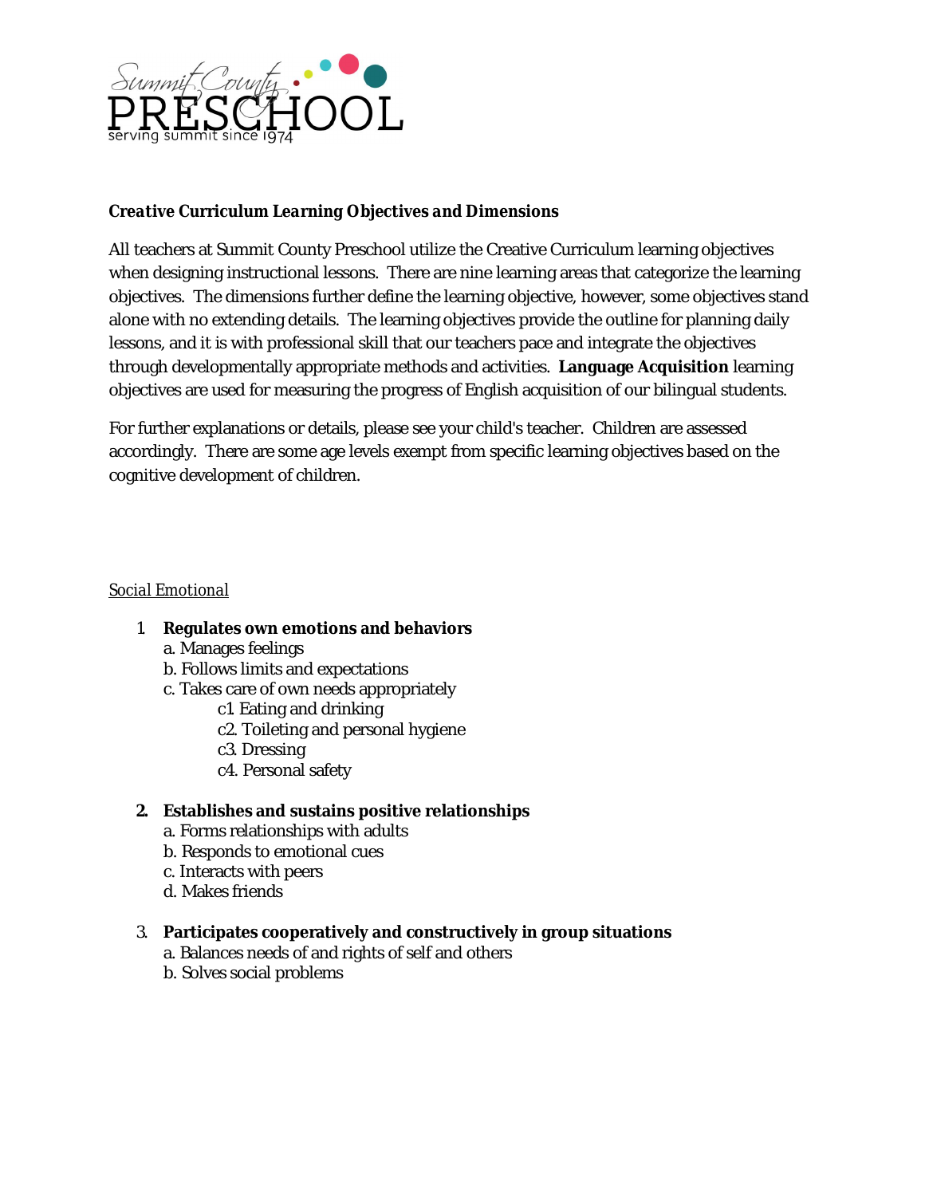Summit County PRESCHOOL
serving summit since 1974

***Creative Curriculum Learning Objectives and Dimensions***

All teachers at Summit County Preschool utilize the Creative Curriculum learning objectives when designing instructional lessons. There are nine learning areas that categorize the learning objectives. The dimensions further define the learning objective, however, some objectives stand alone with no extending details. The learning objectives provide the outline for planning daily lessons, and it is with professional skill that our teachers pace and integrate the objectives through developmentally appropriate methods and activities. **Language Acquisition** learning objectives are used for measuring the progress of English acquisition of our bilingual students.

For further explanations or details, please see your child's teacher. Children are assessed accordingly. There are some age levels exempt from specific learning objectives based on the cognitive development of children.

<u>*Social Emotional*</u>

1. **Regulates own emotions and behaviors**
   a. Manages feelings
   b. Follows limits and expectations
   c. Takes care of own needs appropriately
      c1. Eating and drinking
      c2. Toileting and personal hygiene
      c3. Dressing
      c4. Personal safety

2. **Establishes and sustains positive relationships**
   a. Forms relationships with adults
   b. Responds to emotional cues
   c. Interacts with peers
   d. Makes friends

3. **Participates cooperatively and constructively in group situations**
   a. Balances needs of and rights of self and others
   b. Solves social problems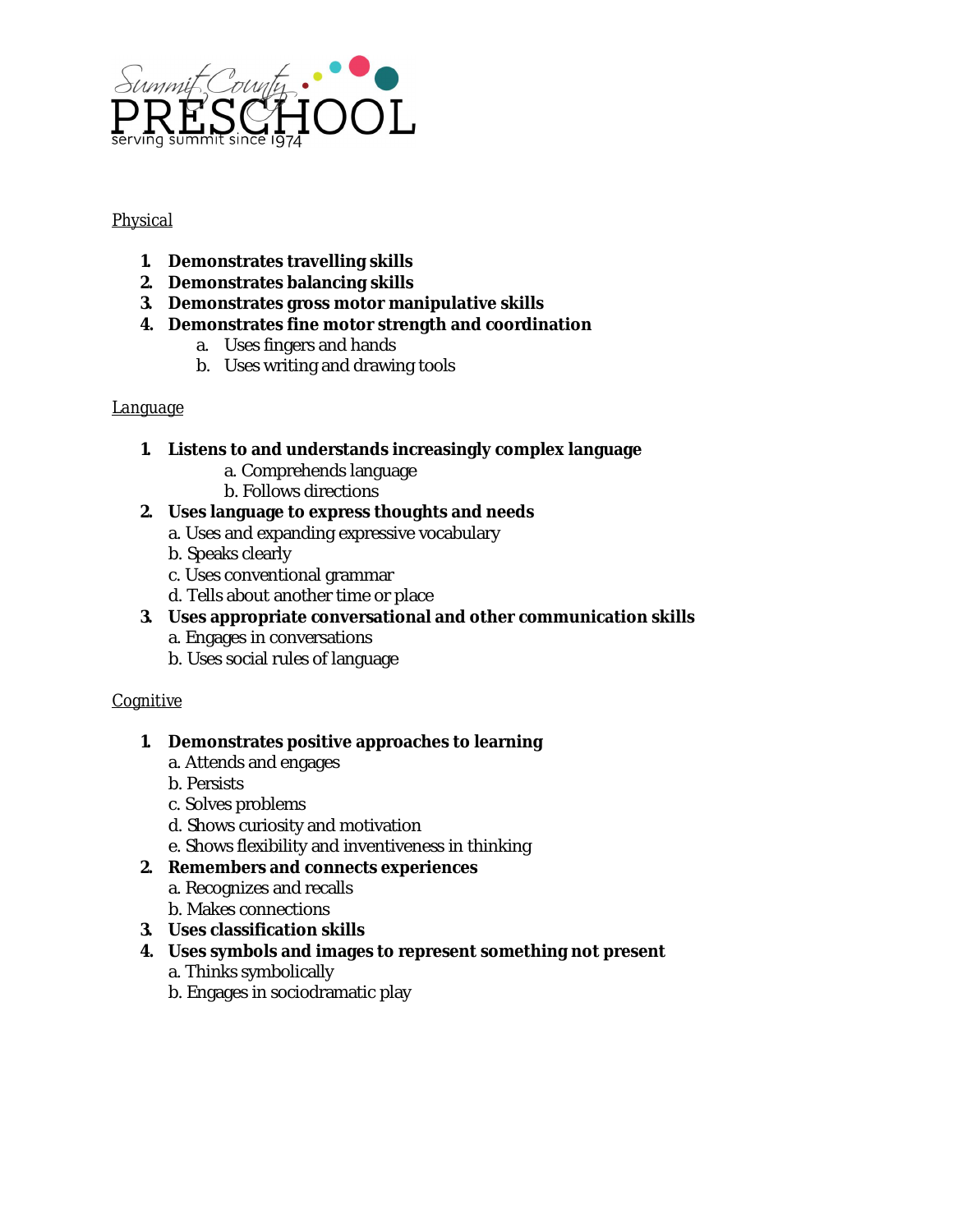Physical

1. **Demonstrates travelling skills**
2. **Demonstrates balancing skills**
3. **Demonstrates gross motor manipulative skills**
4. **Demonstrates fine motor strength and coordination**
    a. Uses fingers and hands
    b. Uses writing and drawing tools

Language

1. **Listens to and understands increasingly complex language**
    a. Comprehends language
    b. Follows directions
2. **Uses language to express thoughts and needs**
    a. Uses and expanding expressive vocabulary
    b. Speaks clearly
    c. Uses conventional grammar
    d. Tells about another time or place
3. **Uses appropriate conversational and other communication skills**
    a. Engages in conversations
    b. Uses social rules of language

Cognitive

1. **Demonstrates positive approaches to learning**
    a. Attends and engages
    b. Persists
    c. Solves problems
    d. Shows curiosity and motivation
    e. Shows flexibility and inventiveness in thinking
2. **Remembers and connects experiences**
    a. Recognizes and recalls
    b. Makes connections
3. **Uses classification skills**
4. **Uses symbols and images to represent something not present**
    a. Thinks symbolically
    b. Engages in sociodramatic play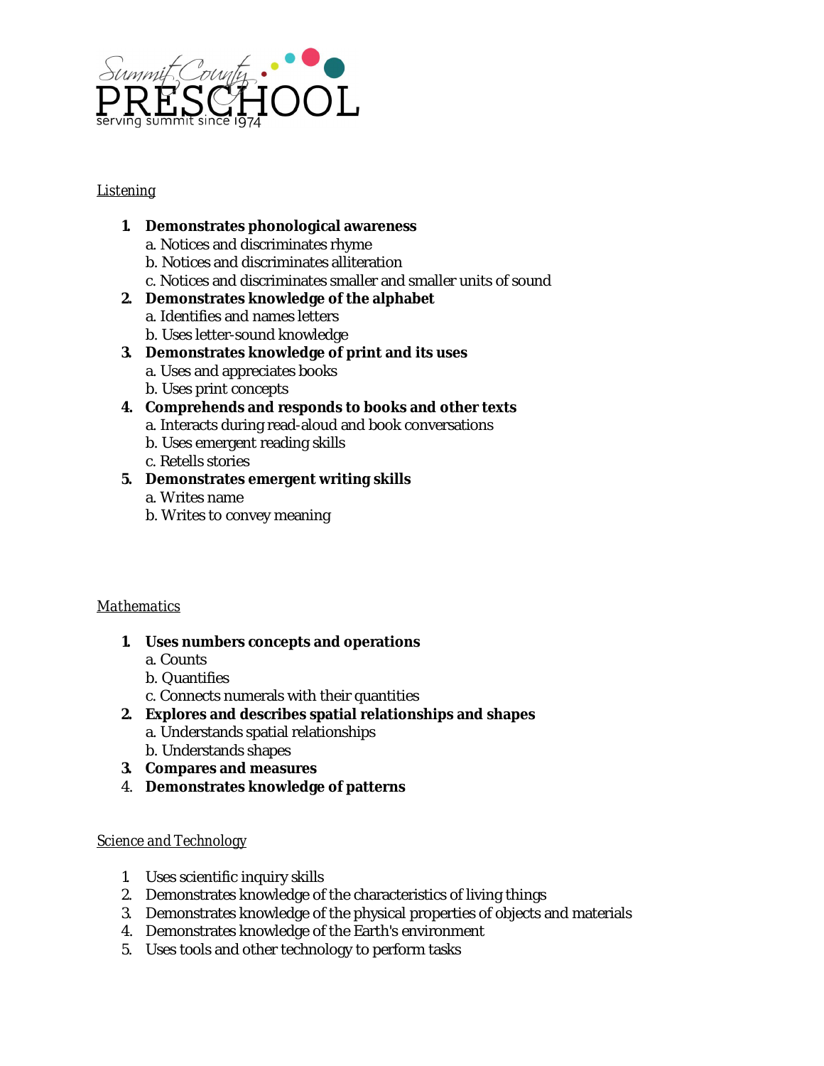Summit County PRESCHOOL
serving summit since 1974

## Listening

1. **Demonstrates phonological awareness**
   a. Notices and discriminates rhyme
   b. Notices and discriminates alliteration
   c. Notices and discriminates smaller and smaller units of sound
2. **Demonstrates knowledge of the alphabet**
   a. Identifies and names letters
   b. Uses letter-sound knowledge
3. **Demonstrates knowledge of print and its uses**
   a. Uses and appreciates books
   b. Uses print concepts
4. **Comprehends and responds to books and other texts**
   a. Interacts during read-aloud and book conversations
   b. Uses emergent reading skills
   c. Retells stories
5. **Demonstrates emergent writing skills**
   a. Writes name
   b. Writes to convey meaning

## *Mathematics*

1. **Uses numbers concepts and operations**
   a. Counts
   b. Quantifies
   c. Connects numerals with their quantities
2. **Explores and describes spatial relationships and shapes**
   a. Understands spatial relationships
   b. Understands shapes
3. **Compares and measures**
4. **Demonstrates knowledge of patterns**

## Science *and* Technology

1. Uses scientific inquiry skills
2. Demonstrates knowledge of the characteristics of living things
3. Demonstrates knowledge of the physical properties of objects and materials
4. Demonstrates knowledge of the Earth's environment
5. Uses tools and other technology to perform tasks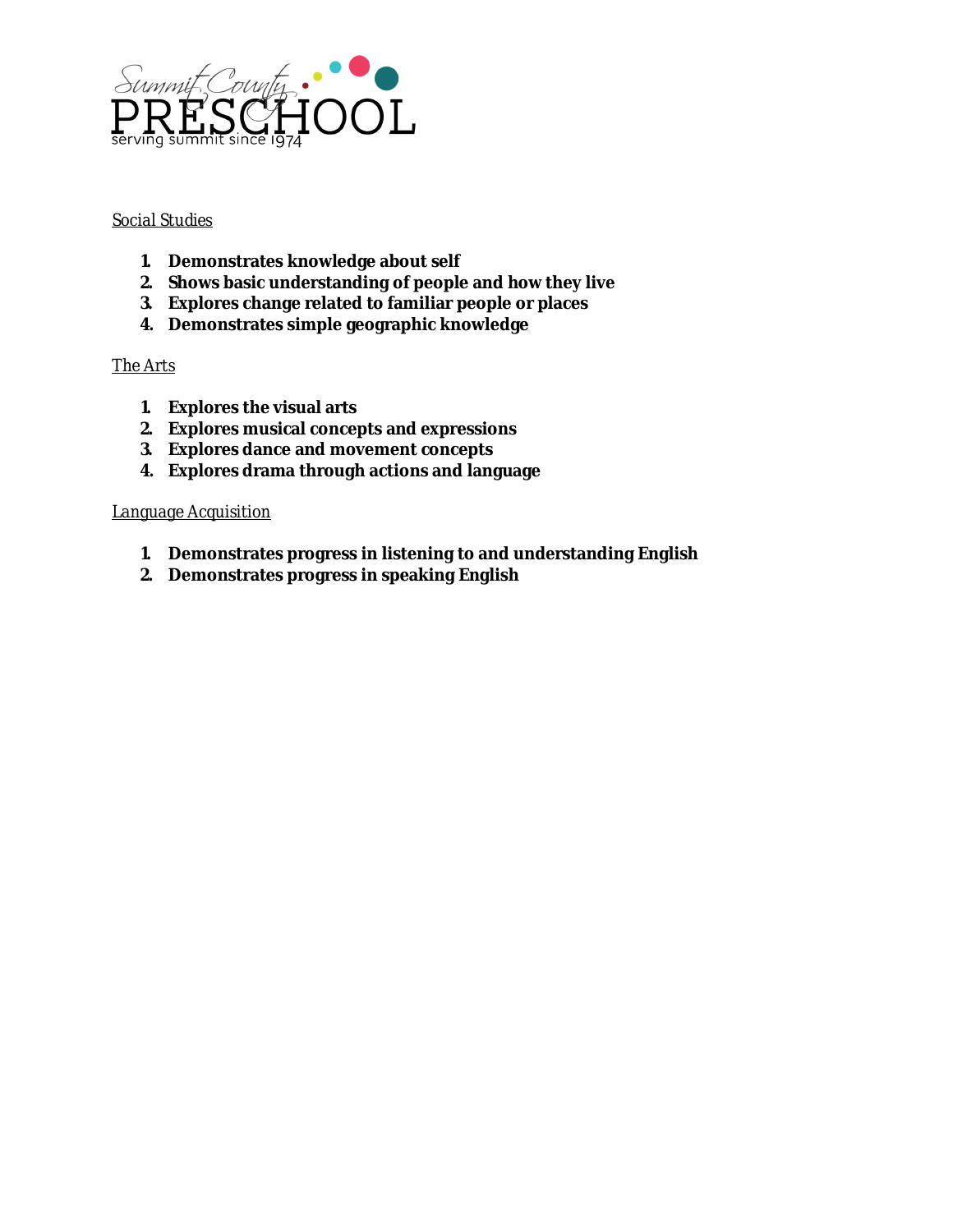Social Studies

1. **Demonstrates knowledge about self**
2. **Shows basic understanding of people and how they live**
3. **Explores change related to familiar people or places**
4. **Demonstrates simple geographic knowledge**

The Arts

1. **Explores the visual arts**
2. **Explores musical concepts and expressions**
3. **Explores dance and movement concepts**
4. **Explores drama through actions and language**

Language Acquisition

1. **Demonstrates progress in listening to and understanding English**
2. **Demonstrates progress in speaking English**